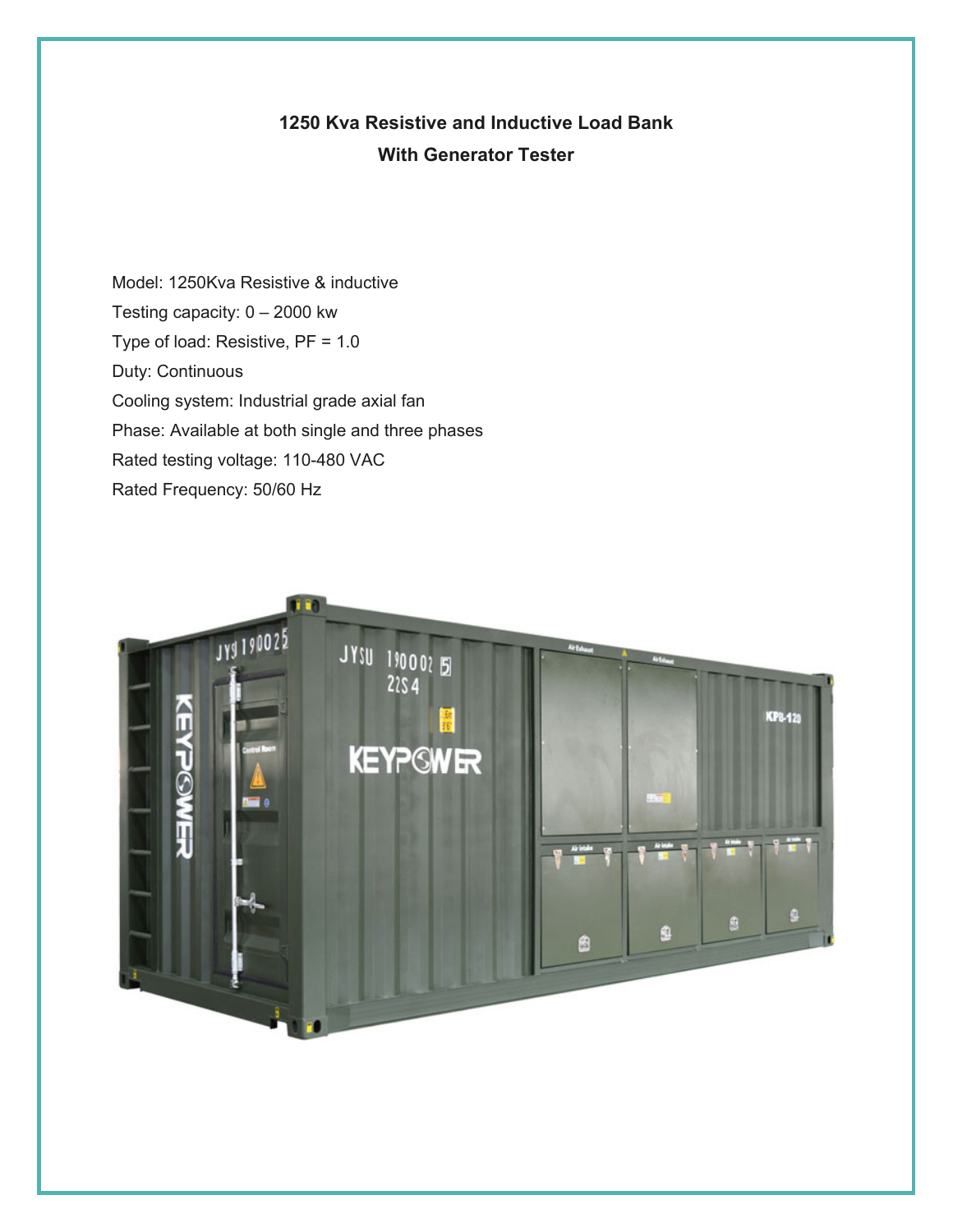# 1250 Kva Resistive and Inductive Load Bank
## With Generator Tester

Model: 1250Kva Resistive & inductive

Testing capacity: 0 – 2000 kw

Type of load: Resistive, PF = 1.0

Duty: Continuous

Cooling system: Industrial grade axial fan

Phase: Available at both single and three phases

Rated testing voltage: 110-480 VAC

Rated Frequency: 50/60 Hz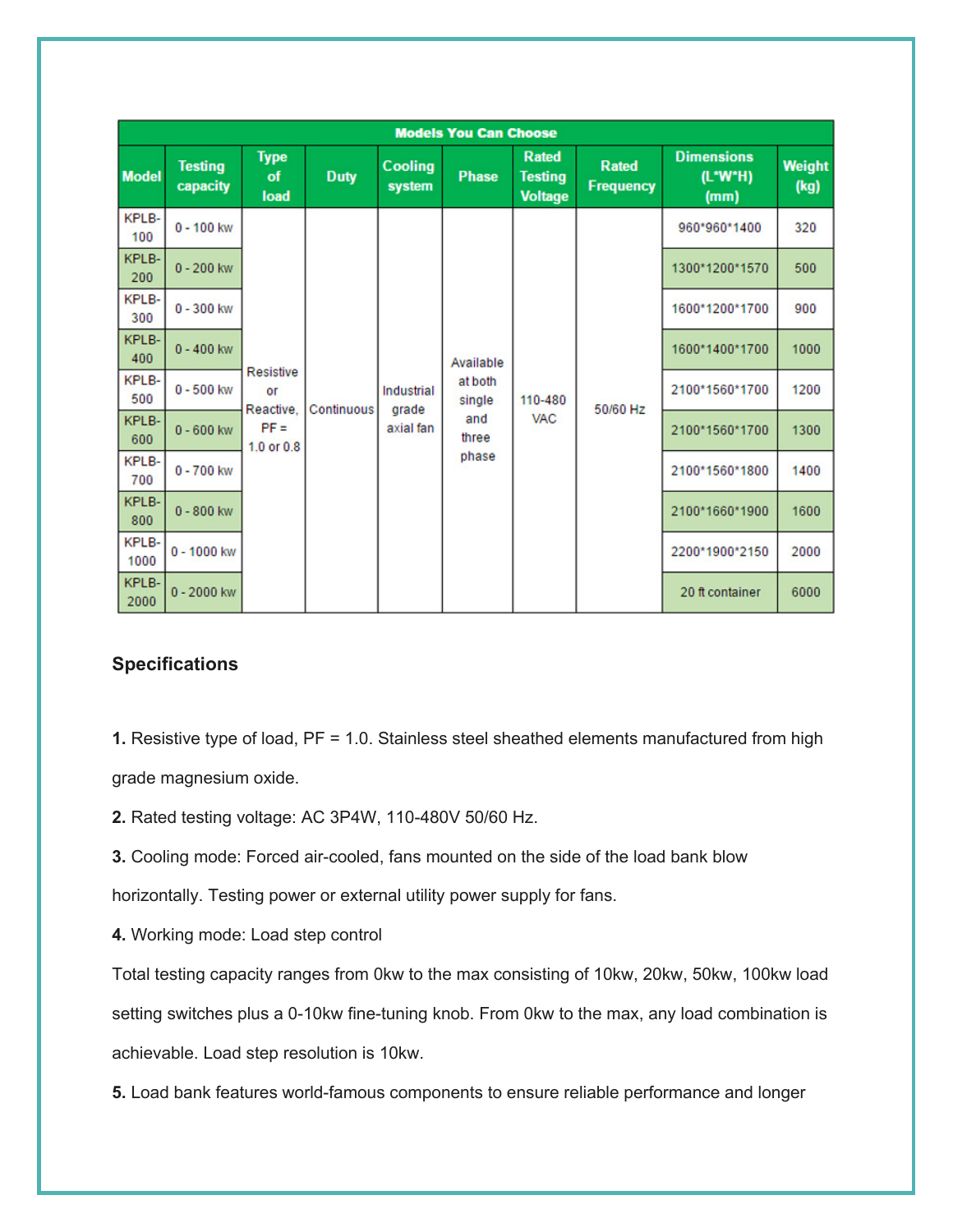| Models You Can Choose | | | | | | | | | |
|---|---|---|---|---|---|---|---|---|---|
| Model | Testing capacity | Type of load | Duty | Cooling system | Phase | Rated Testing Voltage | Rated Frequency | Dimensions (L*W*H) (mm) | Weight (kg) |
| KPLB-100 | 0 - 100 kw | Resistive or Reactive, PF = 1.0 or 0.8 | Continuous | Industrial grade axial fan | Available at both single and three phase | 110-480 VAC | 50/60 Hz | 960*960*1400 | 320 |
| KPLB-200 | 0 - 200 kw | | | | | | | 1300*1200*1570 | 500 |
| KPLB-300 | 0 - 300 kw | | | | | | | 1600*1200*1700 | 900 |
| KPLB-400 | 0 - 400 kw | | | | | | | 1600*1400*1700 | 1000 |
| KPLB-500 | 0 - 500 kw | | | | | | | 2100*1560*1700 | 1200 |
| KPLB-600 | 0 - 600 kw | | | | | | | 2100*1560*1700 | 1300 |
| KPLB-700 | 0 - 700 kw | | | | | | | 2100*1560*1800 | 1400 |
| KPLB-800 | 0 - 800 kw | | | | | | | 2100*1660*1900 | 1600 |
| KPLB-1000 | 0 - 1000 kw | | | | | | | 2200*1900*2150 | 2000 |
| KPLB-2000 | 0 - 2000 kw | | | | | | | 20 ft container | 6000 |

**Specifications**

**1.** Resistive type of load, PF = 1.0. Stainless steel sheathed elements manufactured from high grade magnesium oxide.

**2.** Rated testing voltage: AC 3P4W, 110-480V 50/60 Hz.

**3.** Cooling mode: Forced air-cooled, fans mounted on the side of the load bank blow horizontally. Testing power or external utility power supply for fans.

**4.** Working mode: Load step control

Total testing capacity ranges from 0kw to the max consisting of 10kw, 20kw, 50kw, 100kw load setting switches plus a 0-10kw fine-tuning knob. From 0kw to the max, any load combination is achievable. Load step resolution is 10kw.

**5.** Load bank features world-famous components to ensure reliable performance and longer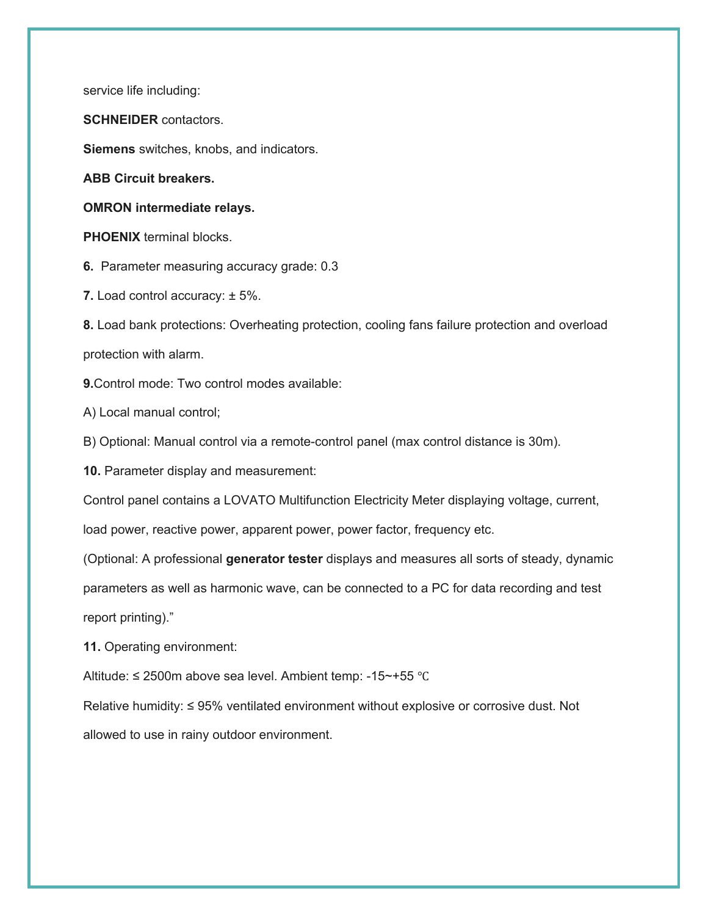service life including:

**SCHNEIDER** contactors.

**Siemens** switches, knobs, and indicators.

**ABB Circuit breakers.**

**OMRON intermediate relays.**

**PHOENIX** terminal blocks.

**6.** Parameter measuring accuracy grade: 0.3

**7.** Load control accuracy: ± 5%.

**8.** Load bank protections: Overheating protection, cooling fans failure protection and overload protection with alarm.

**9.**Control mode: Two control modes available:

A) Local manual control;

B) Optional: Manual control via a remote-control panel (max control distance is 30m).

**10.** Parameter display and measurement:

Control panel contains a LOVATO Multifunction Electricity Meter displaying voltage, current, load power, reactive power, apparent power, power factor, frequency etc.

(Optional: A professional **generator tester** displays and measures all sorts of steady, dynamic parameters as well as harmonic wave, can be connected to a PC for data recording and test report printing)."

**11.** Operating environment:

Altitude: ≤ 2500m above sea level. Ambient temp: -15~+55 ℃

Relative humidity: ≤ 95% ventilated environment without explosive or corrosive dust. Not allowed to use in rainy outdoor environment.